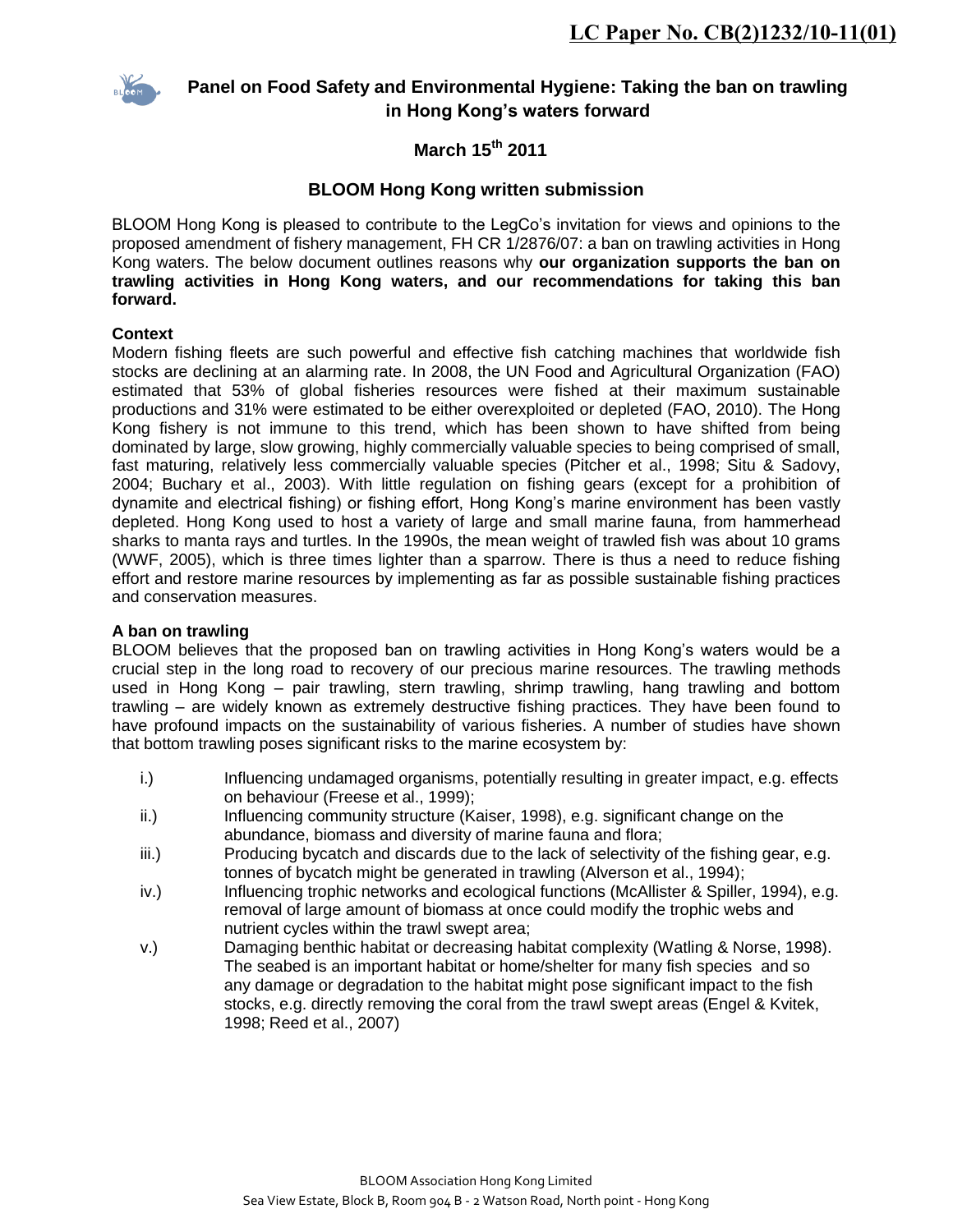LC Paper No. CB(2)1232/10-11(01)

# Panel on Food Safety and Environmental Hygiene: Taking the ban on trawling in Hong Kong's waters forward

## March 15th 2011

## BLOOM Hong Kong written submission

BLOOM Hong Kong is pleased to contribute to the LegCo's invitation for views and opinions to the proposed amendment of fishery management, FH CR 1/2876/07: a ban on trawling activities in Hong Kong waters. The below document outlines reasons why **our organization supports the ban on trawling activities in Hong Kong waters, and our recommendations for taking this ban forward.**

### Context

Modern fishing fleets are such powerful and effective fish catching machines that worldwide fish stocks are declining at an alarming rate. In 2008, the UN Food and Agricultural Organization (FAO) estimated that 53% of global fisheries resources were fished at their maximum sustainable productions and 31% were estimated to be either overexploited or depleted (FAO, 2010). The Hong Kong fishery is not immune to this trend, which has been shown to have shifted from being dominated by large, slow growing, highly commercially valuable species to being comprised of small, fast maturing, relatively less commercially valuable species (Pitcher et al., 1998; Situ & Sadovy, 2004; Buchary et al., 2003). With little regulation on fishing gears (except for a prohibition of dynamite and electrical fishing) or fishing effort, Hong Kong's marine environment has been vastly depleted. Hong Kong used to host a variety of large and small marine fauna, from hammerhead sharks to manta rays and turtles. In the 1990s, the mean weight of trawled fish was about 10 grams (WWF, 2005), which is three times lighter than a sparrow. There is thus a need to reduce fishing effort and restore marine resources by implementing as far as possible sustainable fishing practices and conservation measures.

### A ban on trawling

BLOOM believes that the proposed ban on trawling activities in Hong Kong's waters would be a crucial step in the long road to recovery of our precious marine resources. The trawling methods used in Hong Kong – pair trawling, stern trawling, shrimp trawling, hang trawling and bottom trawling – are widely known as extremely destructive fishing practices. They have been found to have profound impacts on the sustainability of various fisheries. A number of studies have shown that bottom trawling poses significant risks to the marine ecosystem by:

- i.) Influencing undamaged organisms, potentially resulting in greater impact, e.g. effects on behaviour (Freese et al., 1999);
- ii.) Influencing community structure (Kaiser, 1998), e.g. significant change on the abundance, biomass and diversity of marine fauna and flora;
- iii.) Producing bycatch and discards due to the lack of selectivity of the fishing gear, e.g. tonnes of bycatch might be generated in trawling (Alverson et al., 1994);
- iv.) Influencing trophic networks and ecological functions (McAllister & Spiller, 1994), e.g. removal of large amount of biomass at once could modify the trophic webs and nutrient cycles within the trawl swept area;
- v.) Damaging benthic habitat or decreasing habitat complexity (Watling & Norse, 1998). The seabed is an important habitat or home/shelter for many fish species and so any damage or degradation to the habitat might pose significant impact to the fish stocks, e.g. directly removing the coral from the trawl swept areas (Engel & Kvitek, 1998; Reed et al., 2007)

BLOOM Association Hong Kong Limited
Sea View Estate, Block B, Room 904 B - 2 Watson Road, North point - Hong Kong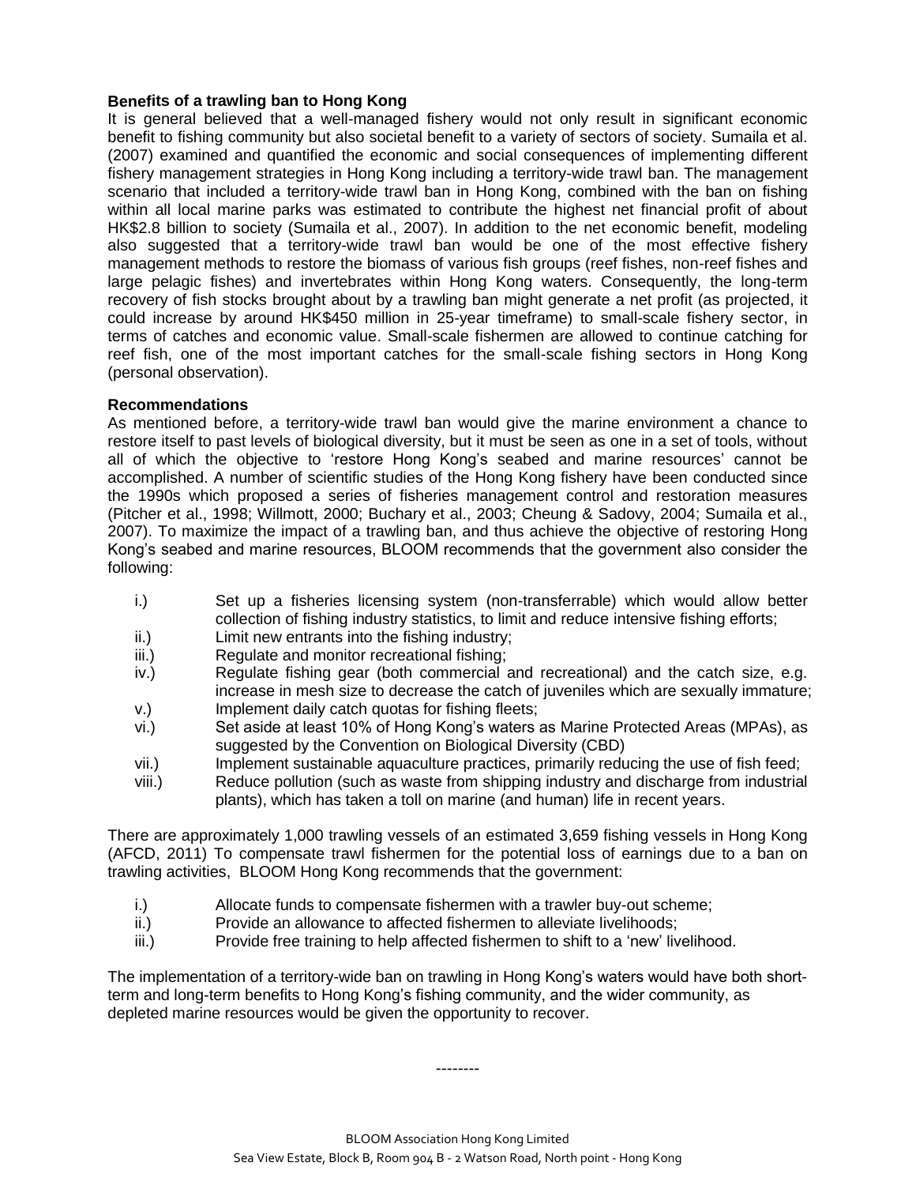**Benefits of a trawling ban to Hong Kong**

It is general believed that a well-managed fishery would not only result in significant economic benefit to fishing community but also societal benefit to a variety of sectors of society. Sumaila et al. (2007) examined and quantified the economic and social consequences of implementing different fishery management strategies in Hong Kong including a territory-wide trawl ban. The management scenario that included a territory-wide trawl ban in Hong Kong, combined with the ban on fishing within all local marine parks was estimated to contribute the highest net financial profit of about HK$2.8 billion to society (Sumaila et al., 2007). In addition to the net economic benefit, modeling also suggested that a territory-wide trawl ban would be one of the most effective fishery management methods to restore the biomass of various fish groups (reef fishes, non-reef fishes and large pelagic fishes) and invertebrates within Hong Kong waters. Consequently, the long-term recovery of fish stocks brought about by a trawling ban might generate a net profit (as projected, it could increase by around HK$450 million in 25-year timeframe) to small-scale fishery sector, in terms of catches and economic value. Small-scale fishermen are allowed to continue catching for reef fish, one of the most important catches for the small-scale fishing sectors in Hong Kong (personal observation).

**Recommendations**

As mentioned before, a territory-wide trawl ban would give the marine environment a chance to restore itself to past levels of biological diversity, but it must be seen as one in a set of tools, without all of which the objective to 'restore Hong Kong's seabed and marine resources' cannot be accomplished. A number of scientific studies of the Hong Kong fishery have been conducted since the 1990s which proposed a series of fisheries management control and restoration measures (Pitcher et al., 1998; Willmott, 2000; Buchary et al., 2003; Cheung & Sadovy, 2004; Sumaila et al., 2007). To maximize the impact of a trawling ban, and thus achieve the objective of restoring Hong Kong's seabed and marine resources, BLOOM recommends that the government also consider the following:

- i.) Set up a fisheries licensing system (non-transferrable) which would allow better collection of fishing industry statistics, to limit and reduce intensive fishing efforts;
- ii.) Limit new entrants into the fishing industry;
- iii.) Regulate and monitor recreational fishing;
- iv.) Regulate fishing gear (both commercial and recreational) and the catch size, e.g. increase in mesh size to decrease the catch of juveniles which are sexually immature;
- v.) Implement daily catch quotas for fishing fleets;
- vi.) Set aside at least 10% of Hong Kong's waters as Marine Protected Areas (MPAs), as suggested by the Convention on Biological Diversity (CBD)
- vii.) Implement sustainable aquaculture practices, primarily reducing the use of fish feed;
- viii.) Reduce pollution (such as waste from shipping industry and discharge from industrial plants), which has taken a toll on marine (and human) life in recent years.

There are approximately 1,000 trawling vessels of an estimated 3,659 fishing vessels in Hong Kong (AFCD, 2011) To compensate trawl fishermen for the potential loss of earnings due to a ban on trawling activities, BLOOM Hong Kong recommends that the government:

- i.) Allocate funds to compensate fishermen with a trawler buy-out scheme;
- ii.) Provide an allowance to affected fishermen to alleviate livelihoods;
- iii.) Provide free training to help affected fishermen to shift to a 'new' livelihood.

The implementation of a territory-wide ban on trawling in Hong Kong's waters would have both short-term and long-term benefits to Hong Kong's fishing community, and the wider community, as depleted marine resources would be given the opportunity to recover.

--------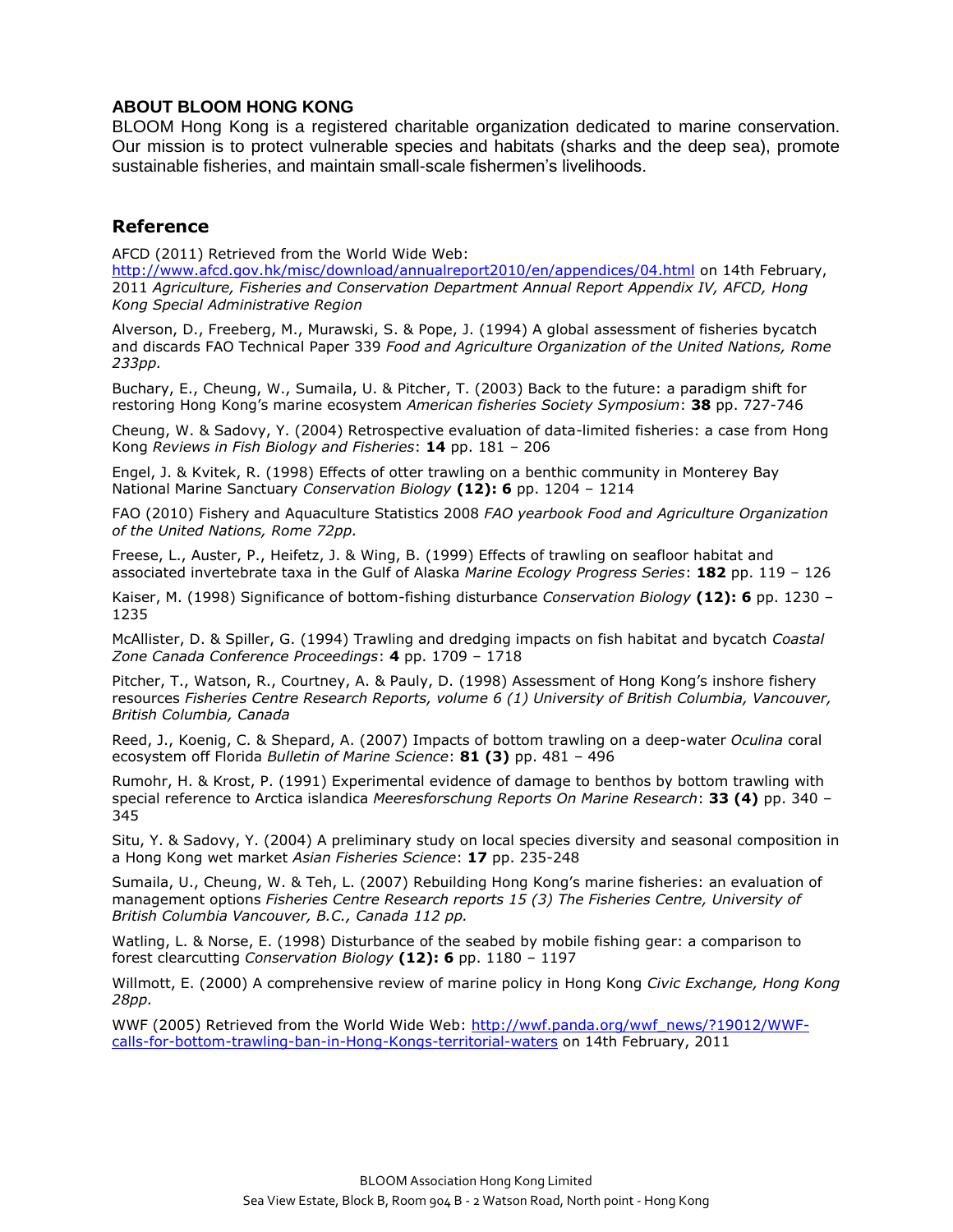## ABOUT BLOOM HONG KONG

BLOOM Hong Kong is a registered charitable organization dedicated to marine conservation. Our mission is to protect vulnerable species and habitats (sharks and the deep sea), promote sustainable fisheries, and maintain small-scale fishermen's livelihoods.

## Reference

AFCD (2011) Retrieved from the World Wide Web: http://www.afcd.gov.hk/misc/download/annualreport2010/en/appendices/04.html on 14th February, 2011 *Agriculture, Fisheries and Conservation Department Annual Report Appendix IV, AFCD, Hong Kong Special Administrative Region*

Alverson, D., Freeberg, M., Murawski, S. & Pope, J. (1994) A global assessment of fisheries bycatch and discards FAO Technical Paper 339 *Food and Agriculture Organization of the United Nations, Rome 233pp.*

Buchary, E., Cheung, W., Sumaila, U. & Pitcher, T. (2003) Back to the future: a paradigm shift for restoring Hong Kong's marine ecosystem *American fisheries Society Symposium*: **38** pp. 727-746

Cheung, W. & Sadovy, Y. (2004) Retrospective evaluation of data-limited fisheries: a case from Hong Kong *Reviews in Fish Biology and Fisheries*: **14** pp. 181 – 206

Engel, J. & Kvitek, R. (1998) Effects of otter trawling on a benthic community in Monterey Bay National Marine Sanctuary *Conservation Biology* **(12): 6** pp. 1204 – 1214

FAO (2010) Fishery and Aquaculture Statistics 2008 *FAO yearbook Food and Agriculture Organization of the United Nations, Rome 72pp.*

Freese, L., Auster, P., Heifetz, J. & Wing, B. (1999) Effects of trawling on seafloor habitat and associated invertebrate taxa in the Gulf of Alaska *Marine Ecology Progress Series*: **182** pp. 119 – 126

Kaiser, M. (1998) Significance of bottom-fishing disturbance *Conservation Biology* **(12): 6** pp. 1230 – 1235

McAllister, D. & Spiller, G. (1994) Trawling and dredging impacts on fish habitat and bycatch *Coastal Zone Canada Conference Proceedings*: **4** pp. 1709 – 1718

Pitcher, T., Watson, R., Courtney, A. & Pauly, D. (1998) Assessment of Hong Kong's inshore fishery resources *Fisheries Centre Research Reports, volume 6 (1) University of British Columbia, Vancouver, British Columbia, Canada*

Reed, J., Koenig, C. & Shepard, A. (2007) Impacts of bottom trawling on a deep-water *Oculina* coral ecosystem off Florida *Bulletin of Marine Science*: **81 (3)** pp. 481 – 496

Rumohr, H. & Krost, P. (1991) Experimental evidence of damage to benthos by bottom trawling with special reference to Arctica islandica *Meeresforschung Reports On Marine Research*: **33 (4)** pp. 340 – 345

Situ, Y. & Sadovy, Y. (2004) A preliminary study on local species diversity and seasonal composition in a Hong Kong wet market *Asian Fisheries Science*: **17** pp. 235-248

Sumaila, U., Cheung, W. & Teh, L. (2007) Rebuilding Hong Kong's marine fisheries: an evaluation of management options *Fisheries Centre Research reports 15 (3) The Fisheries Centre, University of British Columbia Vancouver, B.C., Canada 112 pp.*

Watling, L. & Norse, E. (1998) Disturbance of the seabed by mobile fishing gear: a comparison to forest clearcutting *Conservation Biology* **(12): 6** pp. 1180 – 1197

Willmott, E. (2000) A comprehensive review of marine policy in Hong Kong *Civic Exchange, Hong Kong 28pp.*

WWF (2005) Retrieved from the World Wide Web: http://wwf.panda.org/wwf_news/?19012/WWF-calls-for-bottom-trawling-ban-in-Hong-Kongs-territorial-waters on 14th February, 2011

BLOOM Association Hong Kong Limited
Sea View Estate, Block B, Room 904 B - 2 Watson Road, North point - Hong Kong